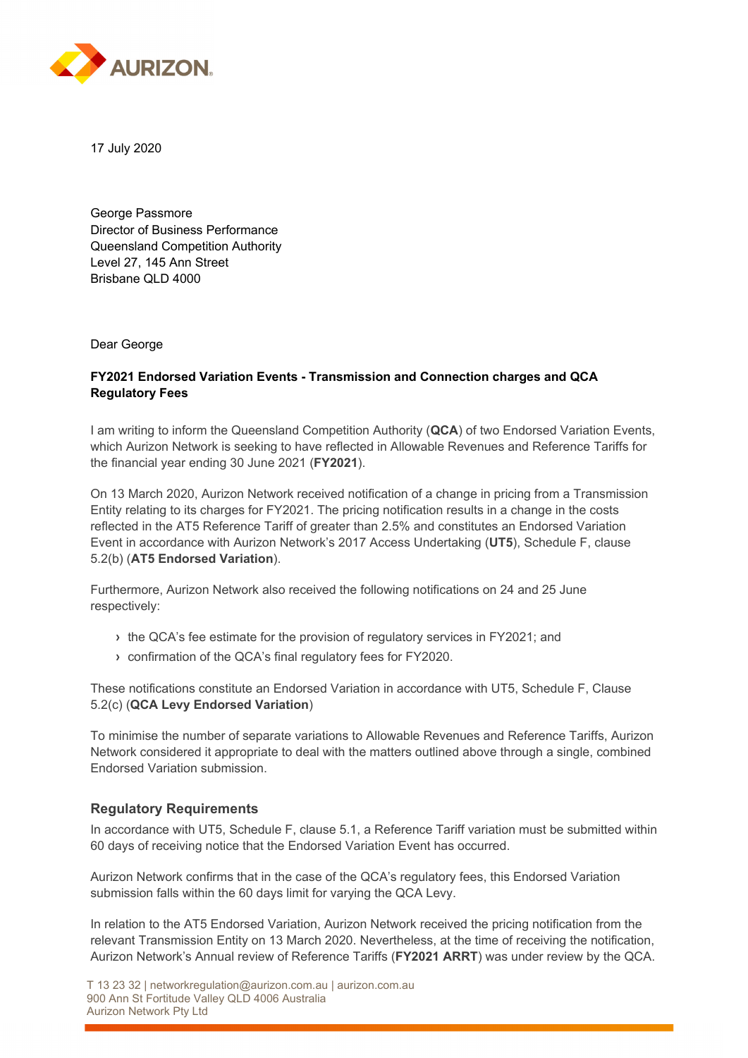17 July 2020

George Passmore
Director of Business Performance
Queensland Competition Authority
Level 27, 145 Ann Street
Brisbane QLD 4000

Dear George

**FY2021 Endorsed Variation Events - Transmission and Connection charges and QCA Regulatory Fees**

I am writing to inform the Queensland Competition Authority (**QCA**) of two Endorsed Variation Events, which Aurizon Network is seeking to have reflected in Allowable Revenues and Reference Tariffs for the financial year ending 30 June 2021 (**FY2021**).

On 13 March 2020, Aurizon Network received notification of a change in pricing from a Transmission Entity relating to its charges for FY2021. The pricing notification results in a change in the costs reflected in the AT5 Reference Tariff of greater than 2.5% and constitutes an Endorsed Variation Event in accordance with Aurizon Network's 2017 Access Undertaking (**UT5**), Schedule F, clause 5.2(b) (**AT5 Endorsed Variation**).

Furthermore, Aurizon Network also received the following notifications on 24 and 25 June respectively:

- the QCA's fee estimate for the provision of regulatory services in FY2021; and
- confirmation of the QCA's final regulatory fees for FY2020.

These notifications constitute an Endorsed Variation in accordance with UT5, Schedule F, Clause 5.2(c) (**QCA Levy Endorsed Variation**)

To minimise the number of separate variations to Allowable Revenues and Reference Tariffs, Aurizon Network considered it appropriate to deal with the matters outlined above through a single, combined Endorsed Variation submission.

## Regulatory Requirements

In accordance with UT5, Schedule F, clause 5.1, a Reference Tariff variation must be submitted within 60 days of receiving notice that the Endorsed Variation Event has occurred.

Aurizon Network confirms that in the case of the QCA's regulatory fees, this Endorsed Variation submission falls within the 60 days limit for varying the QCA Levy.

In relation to the AT5 Endorsed Variation, Aurizon Network received the pricing notification from the relevant Transmission Entity on 13 March 2020. Nevertheless, at the time of receiving the notification, Aurizon Network's Annual review of Reference Tariffs (**FY2021 ARRT**) was under review by the QCA.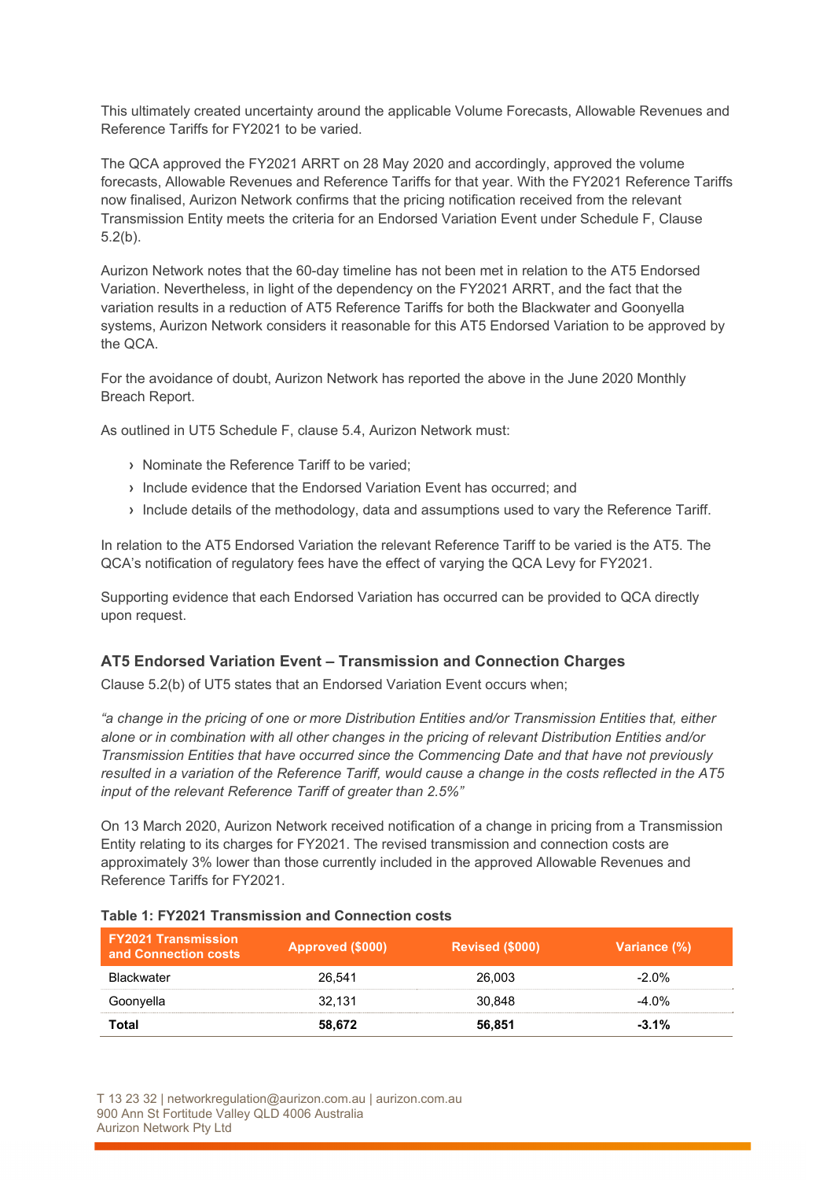This ultimately created uncertainty around the applicable Volume Forecasts, Allowable Revenues and Reference Tariffs for FY2021 to be varied.

The QCA approved the FY2021 ARRT on 28 May 2020 and accordingly, approved the volume forecasts, Allowable Revenues and Reference Tariffs for that year. With the FY2021 Reference Tariffs now finalised, Aurizon Network confirms that the pricing notification received from the relevant Transmission Entity meets the criteria for an Endorsed Variation Event under Schedule F, Clause 5.2(b).

Aurizon Network notes that the 60-day timeline has not been met in relation to the AT5 Endorsed Variation. Nevertheless, in light of the dependency on the FY2021 ARRT, and the fact that the variation results in a reduction of AT5 Reference Tariffs for both the Blackwater and Goonyella systems, Aurizon Network considers it reasonable for this AT5 Endorsed Variation to be approved by the QCA.

For the avoidance of doubt, Aurizon Network has reported the above in the June 2020 Monthly Breach Report.

As outlined in UT5 Schedule F, clause 5.4, Aurizon Network must:

- Nominate the Reference Tariff to be varied;
- Include evidence that the Endorsed Variation Event has occurred; and
- Include details of the methodology, data and assumptions used to vary the Reference Tariff.

In relation to the AT5 Endorsed Variation the relevant Reference Tariff to be varied is the AT5. The QCA's notification of regulatory fees have the effect of varying the QCA Levy for FY2021.

Supporting evidence that each Endorsed Variation has occurred can be provided to QCA directly upon request.

### AT5 Endorsed Variation Event – Transmission and Connection Charges

Clause 5.2(b) of UT5 states that an Endorsed Variation Event occurs when;

*"a change in the pricing of one or more Distribution Entities and/or Transmission Entities that, either alone or in combination with all other changes in the pricing of relevant Distribution Entities and/or Transmission Entities that have occurred since the Commencing Date and that have not previously resulted in a variation of the Reference Tariff, would cause a change in the costs reflected in the AT5 input of the relevant Reference Tariff of greater than 2.5%"*

On 13 March 2020, Aurizon Network received notification of a change in pricing from a Transmission Entity relating to its charges for FY2021. The revised transmission and connection costs are approximately 3% lower than those currently included in the approved Allowable Revenues and Reference Tariffs for FY2021.

**Table 1: FY2021 Transmission and Connection costs**

| FY2021 Transmission and Connection costs | Approved ($000) | Revised ($000) | Variance (%) |
|---|---|---|---|
| Blackwater | 26,541 | 26,003 | -2.0% |
| Goonyella | 32,131 | 30,848 | -4.0% |
| **Total** | **58,672** | **56,851** | **-3.1%** |

T 13 23 32 | networkregulation@aurizon.com.au | aurizon.com.au
900 Ann St Fortitude Valley QLD 4006 Australia
Aurizon Network Pty Ltd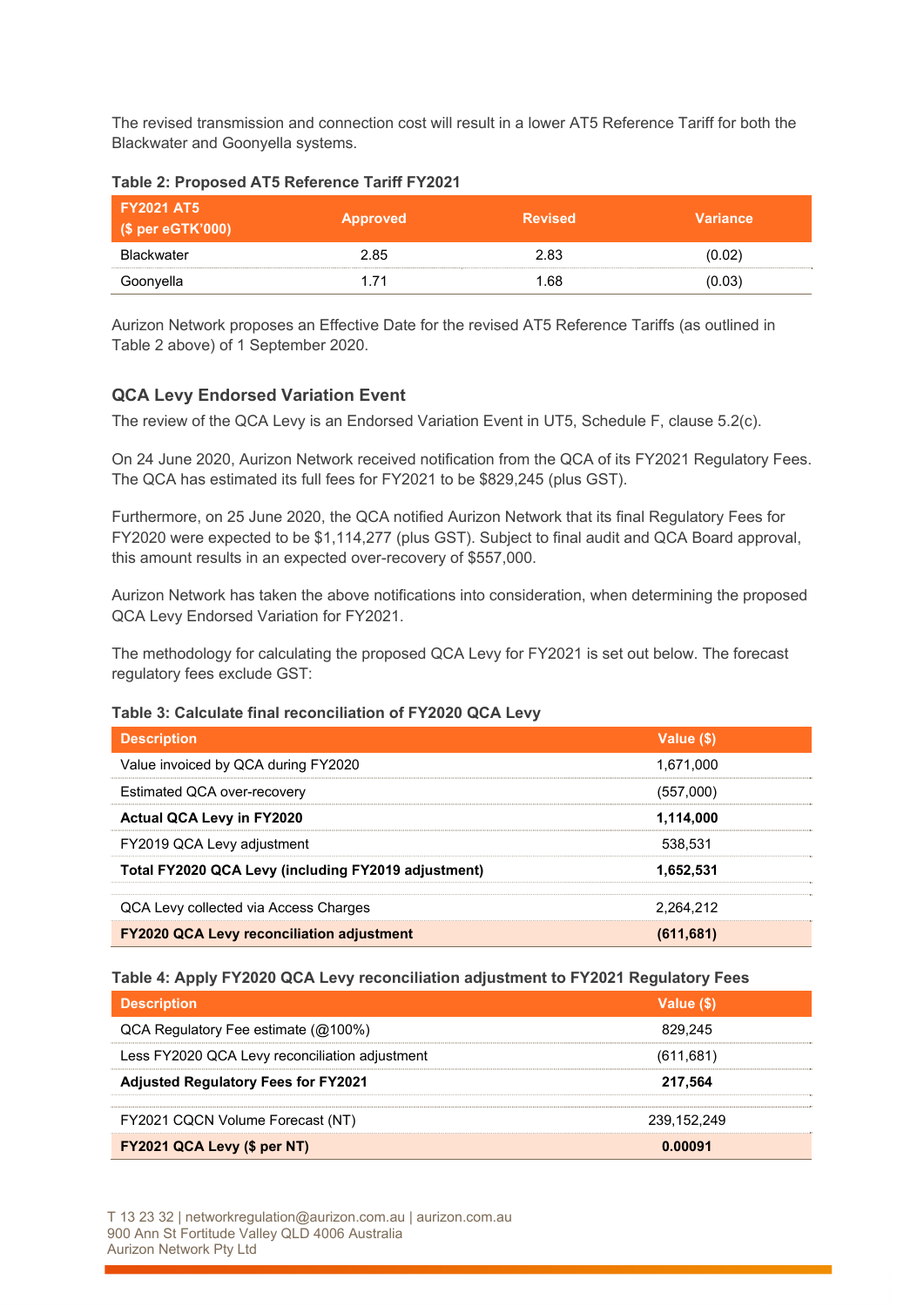The revised transmission and connection cost will result in a lower AT5 Reference Tariff for both the Blackwater and Goonyella systems.

**Table 2: Proposed AT5 Reference Tariff FY2021**

| FY2021 AT5 ($ per eGTK'000) | Approved | Revised | Variance |
|---|---|---|---|
| Blackwater | 2.85 | 2.83 | (0.02) |
| Goonyella | 1.71 | 1.68 | (0.03) |

Aurizon Network proposes an Effective Date for the revised AT5 Reference Tariffs (as outlined in Table 2 above) of 1 September 2020.

### QCA Levy Endorsed Variation Event

The review of the QCA Levy is an Endorsed Variation Event in UT5, Schedule F, clause 5.2(c).

On 24 June 2020, Aurizon Network received notification from the QCA of its FY2021 Regulatory Fees. The QCA has estimated its full fees for FY2021 to be $829,245 (plus GST).

Furthermore, on 25 June 2020, the QCA notified Aurizon Network that its final Regulatory Fees for FY2020 were expected to be $1,114,277 (plus GST). Subject to final audit and QCA Board approval, this amount results in an expected over-recovery of $557,000.

Aurizon Network has taken the above notifications into consideration, when determining the proposed QCA Levy Endorsed Variation for FY2021.

The methodology for calculating the proposed QCA Levy for FY2021 is set out below. The forecast regulatory fees exclude GST:

**Table 3: Calculate final reconciliation of FY2020 QCA Levy**

| Description | Value ($) |
|---|---|
| Value invoiced by QCA during FY2020 | 1,671,000 |
| Estimated QCA over-recovery | (557,000) |
| **Actual QCA Levy in FY2020** | **1,114,000** |
| FY2019 QCA Levy adjustment | 538,531 |
| **Total FY2020 QCA Levy (including FY2019 adjustment)** | **1,652,531** |
| QCA Levy collected via Access Charges | 2,264,212 |
| **FY2020 QCA Levy reconciliation adjustment** | **(611,681)** |

**Table 4: Apply FY2020 QCA Levy reconciliation adjustment to FY2021 Regulatory Fees**

| Description | Value ($) |
|---|---|
| QCA Regulatory Fee estimate (@100%) | 829,245 |
| Less FY2020 QCA Levy reconciliation adjustment | (611,681) |
| **Adjusted Regulatory Fees for FY2021** | **217,564** |
| FY2021 CQCN Volume Forecast (NT) | 239,152,249 |
| **FY2021 QCA Levy ($ per NT)** | **0.00091** |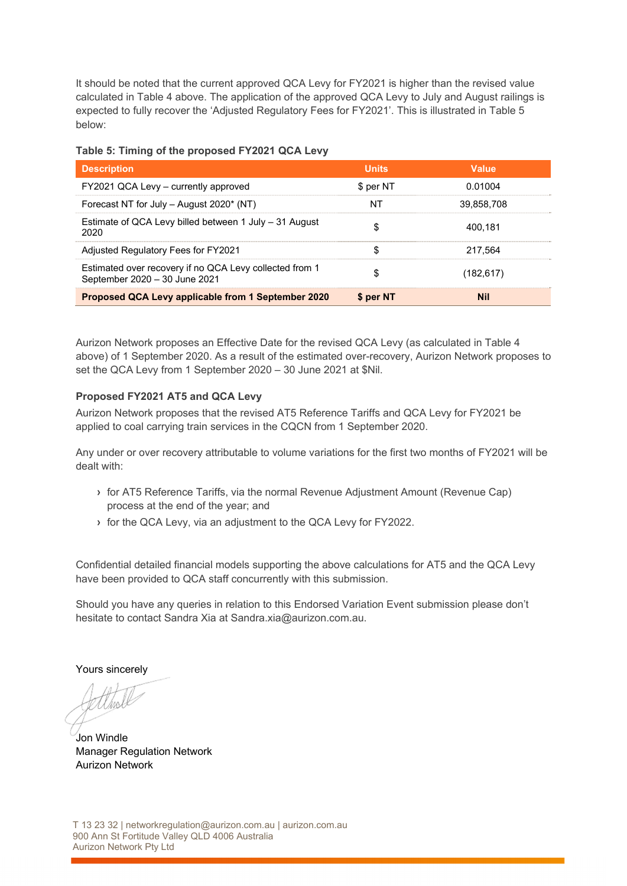It should be noted that the current approved QCA Levy for FY2021 is higher than the revised value calculated in Table 4 above. The application of the approved QCA Levy to July and August railings is expected to fully recover the 'Adjusted Regulatory Fees for FY2021'. This is illustrated in Table 5 below:

**Table 5: Timing of the proposed FY2021 QCA Levy**

| Description | Units | Value |
|---|---|---|
| FY2021 QCA Levy – currently approved | $ per NT | 0.01004 |
| Forecast NT for July – August 2020* (NT) | NT | 39,858,708 |
| Estimate of QCA Levy billed between 1 July – 31 August 2020 | $ | 400,181 |
| Adjusted Regulatory Fees for FY2021 | $ | 217,564 |
| Estimated over recovery if no QCA Levy collected from 1 September 2020 – 30 June 2021 | $ | (182,617) |
| **Proposed QCA Levy applicable from 1 September 2020** | **$ per NT** | **Nil** |

Aurizon Network proposes an Effective Date for the revised QCA Levy (as calculated in Table 4 above) of 1 September 2020. As a result of the estimated over-recovery, Aurizon Network proposes to set the QCA Levy from 1 September 2020 – 30 June 2021 at $Nil.

### Proposed FY2021 AT5 and QCA Levy

Aurizon Network proposes that the revised AT5 Reference Tariffs and QCA Levy for FY2021 be applied to coal carrying train services in the CQCN from 1 September 2020.

Any under or over recovery attributable to volume variations for the first two months of FY2021 will be dealt with:

- for AT5 Reference Tariffs, via the normal Revenue Adjustment Amount (Revenue Cap) process at the end of the year; and
- for the QCA Levy, via an adjustment to the QCA Levy for FY2022.

Confidential detailed financial models supporting the above calculations for AT5 and the QCA Levy have been provided to QCA staff concurrently with this submission.

Should you have any queries in relation to this Endorsed Variation Event submission please don't hesitate to contact Sandra Xia at Sandra.xia@aurizon.com.au.

Yours sincerely

Jon Windle
Manager Regulation Network
Aurizon Network

T 13 23 32 | networkregulation@aurizon.com.au | aurizon.com.au
900 Ann St Fortitude Valley QLD 4006 Australia
Aurizon Network Pty Ltd